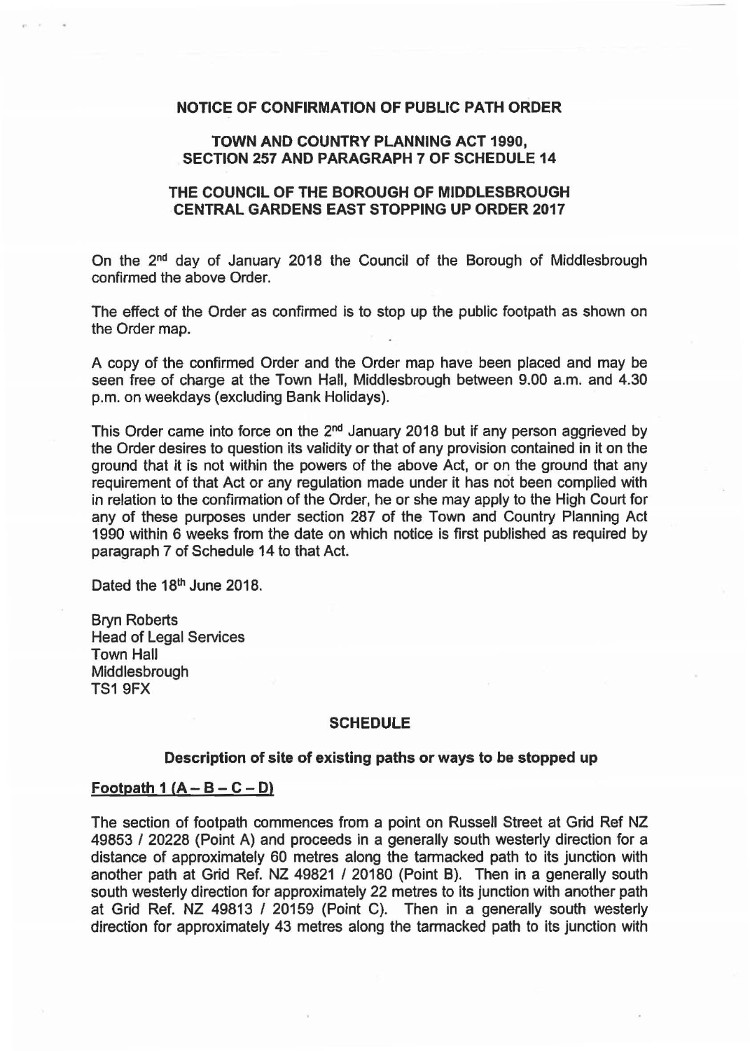# NOTICE OF CONFIRMATION OF PUBLIC PATH ORDER

## TOWN AND COUNTRY PLANNING ACT 1990, SECTION 257 AND PARAGRAPH 7 OF SCHEDULE 14

## THE COUNCIL OF THE BOROUGH OF MIDDLESBROUGH CENTRAL GARDENS EAST STOPPING UP ORDER 2017

On the 2nd day of January 2018 the Council of the Borough of Middlesbrough confirmed the above Order.

The effect of the Order as confirmed is to stop up the public footpath as shown on the Order map.

A copy of the confirmed Order and the Order map have been placed and may be seen free of charge at the Town Hall, Middlesbrough between 9.00 a.m. and 4.30 p.m. on weekdays (excluding Bank Holidays).

This Order came into force on the 2nd January 2018 but if any person aggrieved by the Order desires to question its validity or that of any provision contained in it on the ground that it is not within the powers of the above Act, or on the ground that any requirement of that Act or any regulation made under it has not been complied with in relation to the confirmation of the Order, he or she may apply to the High Court for any of these purposes under section 287 of the Town and Country Planning Act 1990 within 6 weeks from the date on which notice is first published as required by paragraph 7 of Schedule 14 to that Act.

Dated the 18th June 2018.

Bryn Roberts
Head of Legal Services
Town Hall
Middlesbrough
TS1 9FX

## SCHEDULE

### Description of site of existing paths or ways to be stopped up

**Footpath 1 (A – B – C – D)**

The section of footpath commences from a point on Russell Street at Grid Ref NZ 49853 / 20228 (Point A) and proceeds in a generally south westerly direction for a distance of approximately 60 metres along the tarmacked path to its junction with another path at Grid Ref. NZ 49821 / 20180 (Point B). Then in a generally south south westerly direction for approximately 22 metres to its junction with another path at Grid Ref. NZ 49813 / 20159 (Point C). Then in a generally south westerly direction for approximately 43 metres along the tarmacked path to its junction with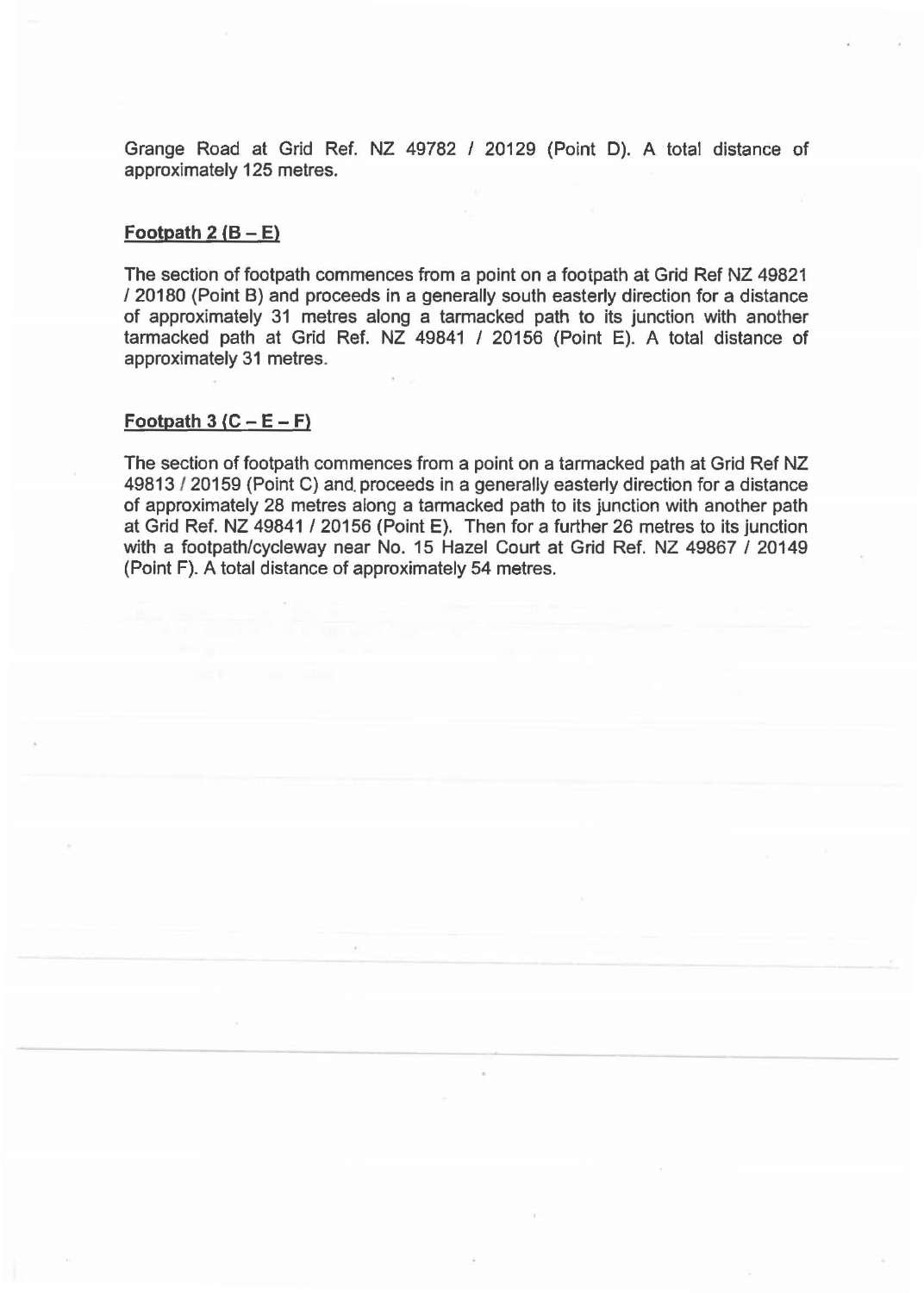Grange Road at Grid Ref. NZ 49782 / 20129 (Point D). A total distance of approximately 125 metres.

**Footpath 2 (B – E)**

The section of footpath commences from a point on a footpath at Grid Ref NZ 49821 / 20180 (Point B) and proceeds in a generally south easterly direction for a distance of approximately 31 metres along a tarmacked path to its junction with another tarmacked path at Grid Ref. NZ 49841 / 20156 (Point E). A total distance of approximately 31 metres.

**Footpath 3 (C – E – F)**

The section of footpath commences from a point on a tarmacked path at Grid Ref NZ 49813 / 20159 (Point C) and proceeds in a generally easterly direction for a distance of approximately 28 metres along a tarmacked path to its junction with another path at Grid Ref. NZ 49841 / 20156 (Point E). Then for a further 26 metres to its junction with a footpath/cycleway near No. 15 Hazel Court at Grid Ref. NZ 49867 / 20149 (Point F). A total distance of approximately 54 metres.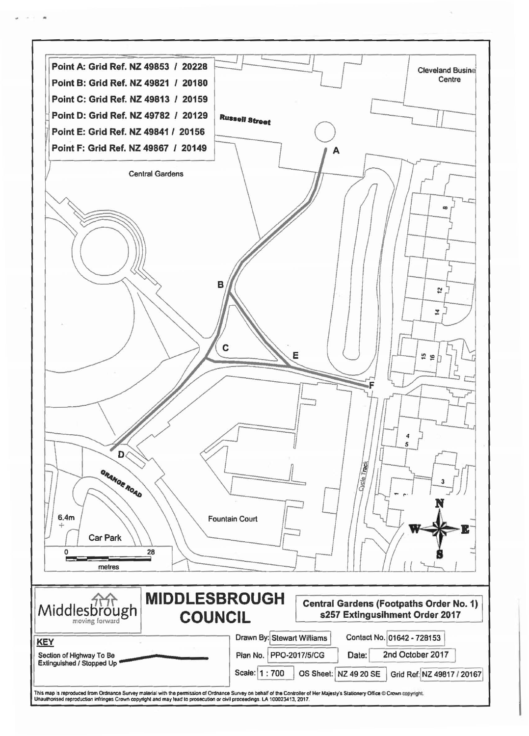Point A: Grid Ref. NZ 49853 / 20228

Point B: Grid Ref. NZ 49821 / 20180

Point C: Grid Ref. NZ 49813 / 20159

Point D: Grid Ref. NZ 49782 / 20129

Point E: Grid Ref. NZ 49841 / 20156

Point F: Grid Ref. NZ 49867 / 20149

Russell Street

Cleveland Business Centre

Central Gardens

A

B

C

D

E

F

ORANGE ROAD

Fountain Court

Cycle Track

Car Park

6.4m

0 28 metres

8

12

14

15

16

4

5

3

1

N

W E

S

# MIDDLESBROUGH COUNCIL

Middlesbrough moving forward

**Central Gardens (Footpaths Order No. 1) s257 Extingusihment Order 2017**

**KEY**

Section of Highway To Be Extinguished / Stopped Up

| | | | |
|---|---|---|---|
| Drawn By: | Stewart Williams | Contact No. | 01642 - 728153 |
| Plan No. | PPO-2017/5/CG | Date: | 2nd October 2017 |
| Scale: | 1 : 700 | OS Sheet: NZ 49 20 SE | Grid Ref. NZ 49817 / 20167 |

This map is reproduced from Ordnance Survey material with the permission of Ordnance Survey on behalf of the Controller of Her Majesty's Stationery Office © Crown copyright. Unauthorised reproduction infringes Crown copyright and may lead to prosecution or civil proceedings. LA 100023413, 2017.